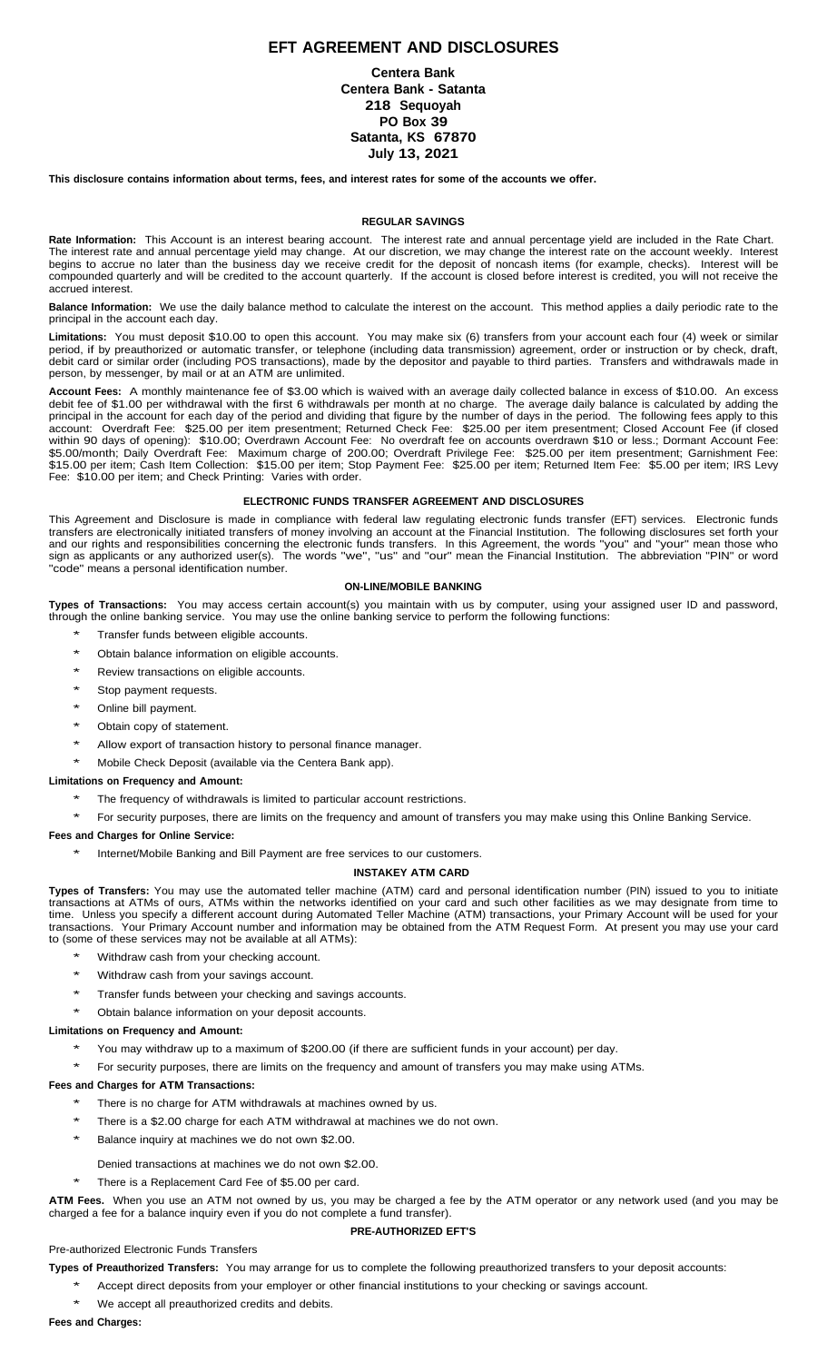# EFT AGREEMENT AND DISCLOSURES

**Centera Bank**
**Centera Bank - Satanta**
**218 Sequoyah**
**PO Box 39**
**Satanta, KS 67870**
**July 13, 2021**

**This disclosure contains information about terms, fees, and interest rates for some of the accounts we offer.**

### REGULAR SAVINGS

**Rate Information:** This Account is an interest bearing account. The interest rate and annual percentage yield are included in the Rate Chart. The interest rate and annual percentage yield may change. At our discretion, we may change the interest rate on the account weekly. Interest begins to accrue no later than the business day we receive credit for the deposit of noncash items (for example, checks). Interest will be compounded quarterly and will be credited to the account quarterly. If the account is closed before interest is credited, you will not receive the accrued interest.

**Balance Information:** We use the daily balance method to calculate the interest on the account. This method applies a daily periodic rate to the principal in the account each day.

**Limitations:** You must deposit $10.00 to open this account. You may make six (6) transfers from your account each four (4) week or similar period, if by preauthorized or automatic transfer, or telephone (including data transmission) agreement, order or instruction or by check, draft, debit card or similar order (including POS transactions), made by the depositor and payable to third parties. Transfers and withdrawals made in person, by messenger, by mail or at an ATM are unlimited.

**Account Fees:** A monthly maintenance fee of $3.00 which is waived with an average daily collected balance in excess of $10.00. An excess debit fee of $1.00 per withdrawal with the first 6 withdrawals per month at no charge. The average daily balance is calculated by adding the principal in the account for each day of the period and dividing that figure by the number of days in the period. The following fees apply to this account: Overdraft Fee: $25.00 per item presentment; Returned Check Fee: $25.00 per item presentment; Closed Account Fee (if closed within 90 days of opening): $10.00; Overdrawn Account Fee: No overdraft fee on accounts overdrawn $10 or less.; Dormant Account Fee: $5.00/month; Daily Overdraft Fee: Maximum charge of 200.00; Overdraft Privilege Fee: $25.00 per item presentment; Garnishment Fee: $15.00 per item; Cash Item Collection: $15.00 per item; Stop Payment Fee: $25.00 per item; Returned Item Fee: $5.00 per item; IRS Levy Fee: $10.00 per item; and Check Printing: Varies with order.

### ELECTRONIC FUNDS TRANSFER AGREEMENT AND DISCLOSURES

This Agreement and Disclosure is made in compliance with federal law regulating electronic funds transfer (EFT) services. Electronic funds transfers are electronically initiated transfers of money involving an account at the Financial Institution. The following disclosures set forth your and our rights and responsibilities concerning the electronic funds transfers. In this Agreement, the words "you" and "your" mean those who sign as applicants or any authorized user(s). The words "we", "us" and "our" mean the Financial Institution. The abbreviation "PIN" or word "code" means a personal identification number.

### ON-LINE/MOBILE BANKING

**Types of Transactions:** You may access certain account(s) you maintain with us by computer, using your assigned user ID and password, through the online banking service. You may use the online banking service to perform the following functions:

* Transfer funds between eligible accounts.
* Obtain balance information on eligible accounts.
* Review transactions on eligible accounts.
* Stop payment requests.
* Online bill payment.
* Obtain copy of statement.
* Allow export of transaction history to personal finance manager.
* Mobile Check Deposit (available via the Centera Bank app).

**Limitations on Frequency and Amount:**

* The frequency of withdrawals is limited to particular account restrictions.
* For security purposes, there are limits on the frequency and amount of transfers you may make using this Online Banking Service.

**Fees and Charges for Online Service:**

* Internet/Mobile Banking and Bill Payment are free services to our customers.

### INSTAKEY ATM CARD

**Types of Transfers:** You may use the automated teller machine (ATM) card and personal identification number (PIN) issued to you to initiate transactions at ATMs of ours, ATMs within the networks identified on your card and such other facilities as we may designate from time to time. Unless you specify a different account during Automated Teller Machine (ATM) transactions, your Primary Account will be used for your transactions. Your Primary Account number and information may be obtained from the ATM Request Form. At present you may use your card to (some of these services may not be available at all ATMs):

* Withdraw cash from your checking account.
* Withdraw cash from your savings account.
* Transfer funds between your checking and savings accounts.
* Obtain balance information on your deposit accounts.

**Limitations on Frequency and Amount:**

* You may withdraw up to a maximum of $200.00 (if there are sufficient funds in your account) per day.
* For security purposes, there are limits on the frequency and amount of transfers you may make using ATMs.

**Fees and Charges for ATM Transactions:**

* There is no charge for ATM withdrawals at machines owned by us.
* There is a $2.00 charge for each ATM withdrawal at machines we do not own.
* Balance inquiry at machines we do not own $2.00.

  Denied transactions at machines we do not own $2.00.
* There is a Replacement Card Fee of $5.00 per card.

**ATM Fees.** When you use an ATM not owned by us, you may be charged a fee by the ATM operator or any network used (and you may be charged a fee for a balance inquiry even if you do not complete a fund transfer).

### PRE-AUTHORIZED EFT'S

Pre-authorized Electronic Funds Transfers

**Types of Preauthorized Transfers:** You may arrange for us to complete the following preauthorized transfers to your deposit accounts:

* Accept direct deposits from your employer or other financial institutions to your checking or savings account.
* We accept all preauthorized credits and debits.

**Fees and Charges:**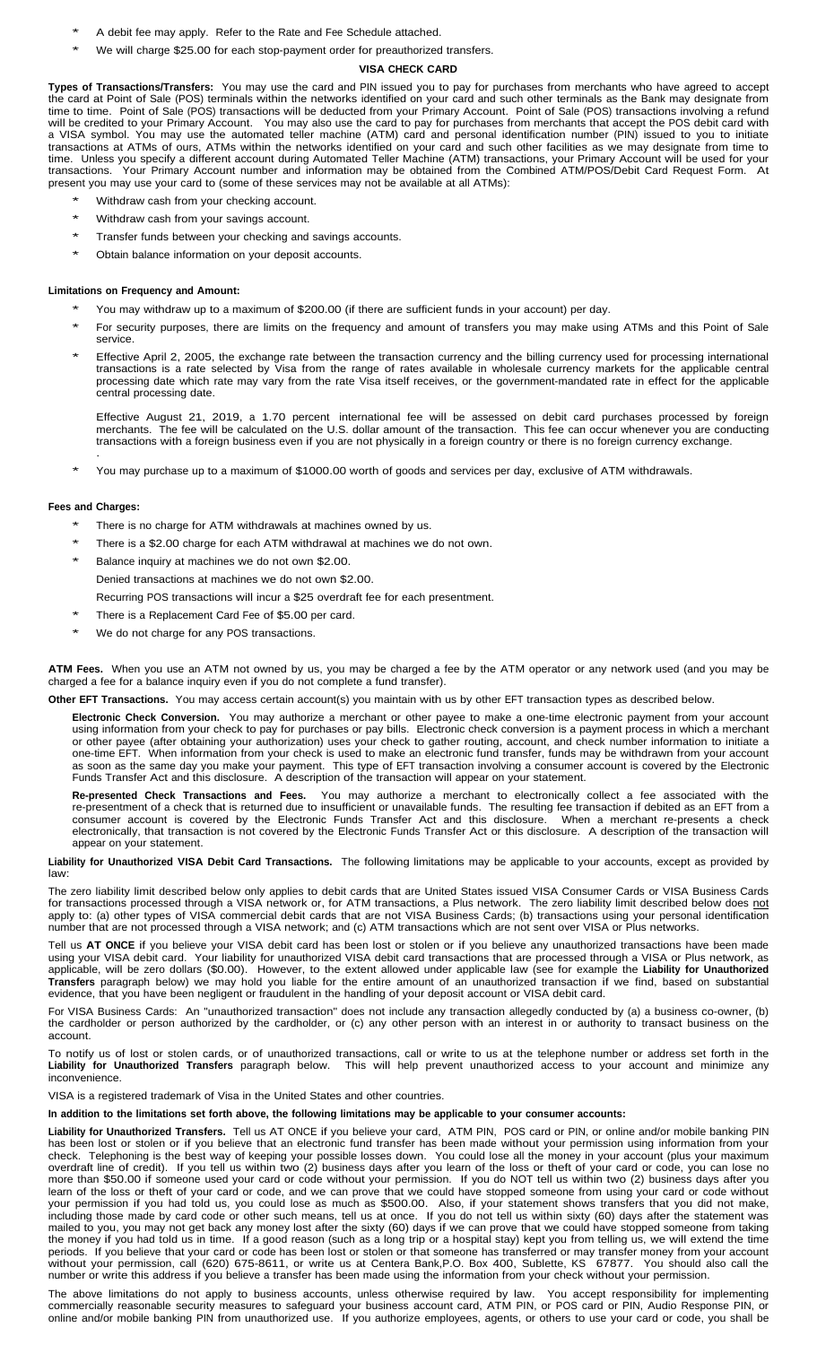- A debit fee may apply. Refer to the Rate and Fee Schedule attached.
- We will charge $25.00 for each stop-payment order for preauthorized transfers.

### VISA CHECK CARD

**Types of Transactions/Transfers:** You may use the card and PIN issued you to pay for purchases from merchants who have agreed to accept the card at Point of Sale (POS) terminals within the networks identified on your card and such other terminals as the Bank may designate from time to time. Point of Sale (POS) transactions will be deducted from your Primary Account. Point of Sale (POS) transactions involving a refund will be credited to your Primary Account. You may also use the card to pay for purchases from merchants that accept the POS debit card with a VISA symbol. You may use the automated teller machine (ATM) card and personal identification number (PIN) issued to you to initiate transactions at ATMs of ours, ATMs within the networks identified on your card and such other facilities as we may designate from time to time. Unless you specify a different account during Automated Teller Machine (ATM) transactions, your Primary Account will be used for your transactions. Your Primary Account number and information may be obtained from the Combined ATM/POS/Debit Card Request Form. At present you may use your card to (some of these services may not be available at all ATMs):

- Withdraw cash from your checking account.
- Withdraw cash from your savings account.
- Transfer funds between your checking and savings accounts.
- Obtain balance information on your deposit accounts.

**Limitations on Frequency and Amount:**

- You may withdraw up to a maximum of $200.00 (if there are sufficient funds in your account) per day.
- For security purposes, there are limits on the frequency and amount of transfers you may make using ATMs and this Point of Sale service.
- Effective April 2, 2005, the exchange rate between the transaction currency and the billing currency used for processing international transactions is a rate selected by Visa from the range of rates available in wholesale currency markets for the applicable central processing date which rate may vary from the rate Visa itself receives, or the government-mandated rate in effect for the applicable central processing date.

  Effective August 21, 2019, a 1.70 percent international fee will be assessed on debit card purchases processed by foreign merchants. The fee will be calculated on the U.S. dollar amount of the transaction. This fee can occur whenever you are conducting transactions with a foreign business even if you are not physically in a foreign country or there is no foreign currency exchange.

- You may purchase up to a maximum of $1000.00 worth of goods and services per day, exclusive of ATM withdrawals.

**Fees and Charges:**

- There is no charge for ATM withdrawals at machines owned by us.
- There is a $2.00 charge for each ATM withdrawal at machines we do not own.
- Balance inquiry at machines we do not own $2.00.

  Denied transactions at machines we do not own $2.00.

  Recurring POS transactions will incur a $25 overdraft fee for each presentment.
- There is a Replacement Card Fee of $5.00 per card.
- We do not charge for any POS transactions.

**ATM Fees.** When you use an ATM not owned by us, you may be charged a fee by the ATM operator or any network used (and you may be charged a fee for a balance inquiry even if you do not complete a fund transfer).

**Other EFT Transactions.** You may access certain account(s) you maintain with us by other EFT transaction types as described below.

**Electronic Check Conversion.** You may authorize a merchant or other payee to make a one-time electronic payment from your account using information from your check to pay for purchases or pay bills. Electronic check conversion is a payment process in which a merchant or other payee (after obtaining your authorization) uses your check to gather routing, account, and check number information to initiate a one-time EFT. When information from your check is used to make an electronic fund transfer, funds may be withdrawn from your account as soon as the same day you make your payment. This type of EFT transaction involving a consumer account is covered by the Electronic Funds Transfer Act and this disclosure. A description of the transaction will appear on your statement.

**Re-presented Check Transactions and Fees.** You may authorize a merchant to electronically collect a fee associated with the re-presentment of a check that is returned due to insufficient or unavailable funds. The resulting fee transaction if debited as an EFT from a consumer account is covered by the Electronic Funds Transfer Act and this disclosure. When a merchant re-presents a check electronically, that transaction is not covered by the Electronic Funds Transfer Act or this disclosure. A description of the transaction will appear on your statement.

**Liability for Unauthorized VISA Debit Card Transactions.** The following limitations may be applicable to your accounts, except as provided by law:

The zero liability limit described below only applies to debit cards that are United States issued VISA Consumer Cards or VISA Business Cards for transactions processed through a VISA network or, for ATM transactions, a Plus network. The zero liability limit described below does not apply to: (a) other types of VISA commercial debit cards that are not VISA Business Cards; (b) transactions using your personal identification number that are not processed through a VISA network; and (c) ATM transactions which are not sent over VISA or Plus networks.

Tell us **AT ONCE** if you believe your VISA debit card has been lost or stolen or if you believe any unauthorized transactions have been made using your VISA debit card. Your liability for unauthorized VISA debit card transactions that are processed through a VISA or Plus network, as applicable, will be zero dollars ($0.00). However, to the extent allowed under applicable law (see for example the **Liability for Unauthorized Transfers** paragraph below) we may hold you liable for the entire amount of an unauthorized transaction if we find, based on substantial evidence, that you have been negligent or fraudulent in the handling of your deposit account or VISA debit card.

For VISA Business Cards: An "unauthorized transaction" does not include any transaction allegedly conducted by (a) a business co-owner, (b) the cardholder or person authorized by the cardholder, or (c) any other person with an interest in or authority to transact business on the account.

To notify us of lost or stolen cards, or of unauthorized transactions, call or write to us at the telephone number or address set forth in the **Liability for Unauthorized Transfers** paragraph below. This will help prevent unauthorized access to your account and minimize any inconvenience.

VISA is a registered trademark of Visa in the United States and other countries.

**In addition to the limitations set forth above, the following limitations may be applicable to your consumer accounts:**

**Liability for Unauthorized Transfers.** Tell us AT ONCE if you believe your card, ATM PIN, POS card or PIN, or online and/or mobile banking PIN has been lost or stolen or if you believe that an electronic fund transfer has been made without your permission using information from your check. Telephoning is the best way of keeping your possible losses down. You could lose all the money in your account (plus your maximum overdraft line of credit). If you tell us within two (2) business days after you learn of the loss or theft of your card or code, you can lose no more than $50.00 if someone used your card or code without your permission. If you do NOT tell us within two (2) business days after you learn of the loss or theft of your card or code, and we can prove that we could have stopped someone from using your card or code without your permission if you had told us, you could lose as much as $500.00. Also, if your statement shows transfers that you did not make, including those made by card code or other such means, tell us at once. If you do not tell us within sixty (60) days after the statement was mailed to you, you may not get back any money lost after the sixty (60) days if we can prove that we could have stopped someone from taking the money if you had told us in time. If a good reason (such as a long trip or a hospital stay) kept you from telling us, we will extend the time periods. If you believe that your card or code has been lost or stolen or that someone has transferred or may transfer money from your account without your permission, call (620) 675-8611, or write us at Centera Bank,P.O. Box 400, Sublette, KS 67877. You should also call the number or write this address if you believe a transfer has been made using the information from your check without your permission.

The above limitations do not apply to business accounts, unless otherwise required by law. You accept responsibility for implementing commercially reasonable security measures to safeguard your business account card, ATM PIN, or POS card or PIN, Audio Response PIN, or online and/or mobile banking PIN from unauthorized use. If you authorize employees, agents, or others to use your card or code, you shall be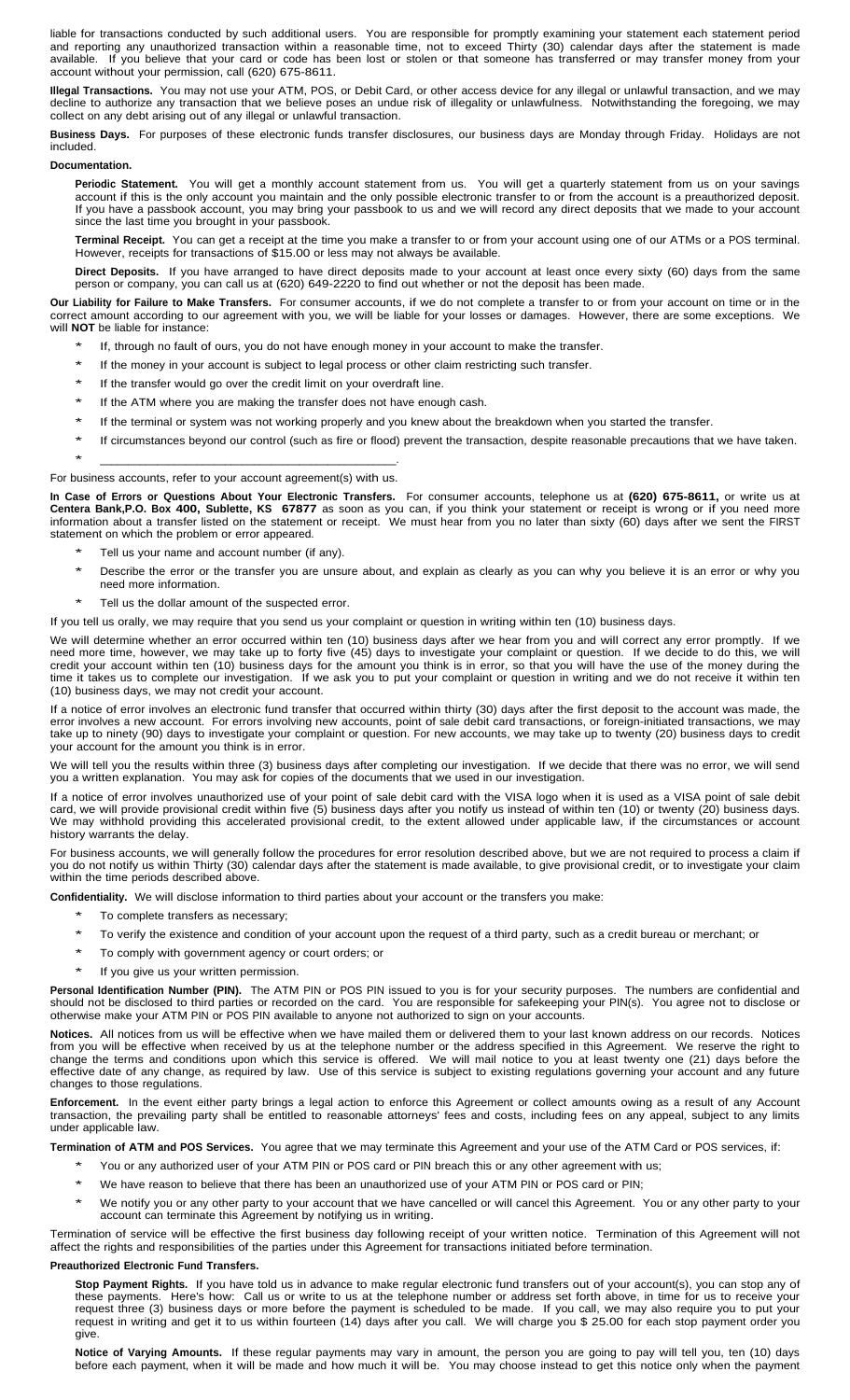liable for transactions conducted by such additional users. You are responsible for promptly examining your statement each statement period and reporting any unauthorized transaction within a reasonable time, not to exceed Thirty (30) calendar days after the statement is made available. If you believe that your card or code has been lost or stolen or that someone has transferred or may transfer money from your account without your permission, call (620) 675-8611.

**Illegal Transactions.** You may not use your ATM, POS, or Debit Card, or other access device for any illegal or unlawful transaction, and we may decline to authorize any transaction that we believe poses an undue risk of illegality or unlawfulness. Notwithstanding the foregoing, we may collect on any debt arising out of any illegal or unlawful transaction.

**Business Days.** For purposes of these electronic funds transfer disclosures, our business days are Monday through Friday. Holidays are not included.

**Documentation.**

**Periodic Statement.** You will get a monthly account statement from us. You will get a quarterly statement from us on your savings account if this is the only account you maintain and the only possible electronic transfer to or from the account is a preauthorized deposit. If you have a passbook account, you may bring your passbook to us and we will record any direct deposits that we made to your account since the last time you brought in your passbook.

**Terminal Receipt.** You can get a receipt at the time you make a transfer to or from your account using one of our ATMs or a POS terminal. However, receipts for transactions of $15.00 or less may not always be available.

**Direct Deposits.** If you have arranged to have direct deposits made to your account at least once every sixty (60) days from the same person or company, you can call us at (620) 649-2220 to find out whether or not the deposit has been made.

**Our Liability for Failure to Make Transfers.** For consumer accounts, if we do not complete a transfer to or from your account on time or in the correct amount according to our agreement with you, we will be liable for your losses or damages. However, there are some exceptions. We will **NOT** be liable for instance:

* If, through no fault of ours, you do not have enough money in your account to make the transfer.
* If the money in your account is subject to legal process or other claim restricting such transfer.
* If the transfer would go over the credit limit on your overdraft line.
* If the ATM where you are making the transfer does not have enough cash.
* If the terminal or system was not working properly and you knew about the breakdown when you started the transfer.
* If circumstances beyond our control (such as fire or flood) prevent the transaction, despite reasonable precautions that we have taken.
* ____________________________________________.

For business accounts, refer to your account agreement(s) with us.

**In Case of Errors or Questions About Your Electronic Transfers.** For consumer accounts, telephone us at **(620) 675-8611,** or write us at **Centera Bank,P.O. Box 400, Sublette, KS 67877** as soon as you can, if you think your statement or receipt is wrong or if you need more information about a transfer listed on the statement or receipt. We must hear from you no later than sixty (60) days after we sent the FIRST statement on which the problem or error appeared.

* Tell us your name and account number (if any).
* Describe the error or the transfer you are unsure about, and explain as clearly as you can why you believe it is an error or why you need more information.
* Tell us the dollar amount of the suspected error.

If you tell us orally, we may require that you send us your complaint or question in writing within ten (10) business days.

We will determine whether an error occurred within ten (10) business days after we hear from you and will correct any error promptly. If we need more time, however, we may take up to forty five (45) days to investigate your complaint or question. If we decide to do this, we will credit your account within ten (10) business days for the amount you think is in error, so that you will have the use of the money during the time it takes us to complete our investigation. If we ask you to put your complaint or question in writing and we do not receive it within ten (10) business days, we may not credit your account.

If a notice of error involves an electronic fund transfer that occurred within thirty (30) days after the first deposit to the account was made, the error involves a new account. For errors involving new accounts, point of sale debit card transactions, or foreign-initiated transactions, we may take up to ninety (90) days to investigate your complaint or question. For new accounts, we may take up to twenty (20) business days to credit your account for the amount you think is in error.

We will tell you the results within three (3) business days after completing our investigation. If we decide that there was no error, we will send you a written explanation. You may ask for copies of the documents that we used in our investigation.

If a notice of error involves unauthorized use of your point of sale debit card with the VISA logo when it is used as a VISA point of sale debit card, we will provide provisional credit within five (5) business days after you notify us instead of within ten (10) or twenty (20) business days. We may withhold providing this accelerated provisional credit, to the extent allowed under applicable law, if the circumstances or account history warrants the delay.

For business accounts, we will generally follow the procedures for error resolution described above, but we are not required to process a claim if you do not notify us within Thirty (30) calendar days after the statement is made available, to give provisional credit, or to investigate your claim within the time periods described above.

**Confidentiality.** We will disclose information to third parties about your account or the transfers you make:

* To complete transfers as necessary;
* To verify the existence and condition of your account upon the request of a third party, such as a credit bureau or merchant; or
* To comply with government agency or court orders; or
* If you give us your written permission.

**Personal Identification Number (PIN).** The ATM PIN or POS PIN issued to you is for your security purposes. The numbers are confidential and should not be disclosed to third parties or recorded on the card. You are responsible for safekeeping your PIN(s). You agree not to disclose or otherwise make your ATM PIN or POS PIN available to anyone not authorized to sign on your accounts.

**Notices.** All notices from us will be effective when we have mailed them or delivered them to your last known address on our records. Notices from you will be effective when received by us at the telephone number or the address specified in this Agreement. We reserve the right to change the terms and conditions upon which this service is offered. We will mail notice to you at least twenty one (21) days before the effective date of any change, as required by law. Use of this service is subject to existing regulations governing your account and any future changes to those regulations.

**Enforcement.** In the event either party brings a legal action to enforce this Agreement or collect amounts owing as a result of any Account transaction, the prevailing party shall be entitled to reasonable attorneys' fees and costs, including fees on any appeal, subject to any limits under applicable law.

**Termination of ATM and POS Services.** You agree that we may terminate this Agreement and your use of the ATM Card or POS services, if:

* You or any authorized user of your ATM PIN or POS card or PIN breach this or any other agreement with us;
* We have reason to believe that there has been an unauthorized use of your ATM PIN or POS card or PIN;
* We notify you or any other party to your account that we have cancelled or will cancel this Agreement. You or any other party to your account can terminate this Agreement by notifying us in writing.

Termination of service will be effective the first business day following receipt of your written notice. Termination of this Agreement will not affect the rights and responsibilities of the parties under this Agreement for transactions initiated before termination.

**Preauthorized Electronic Fund Transfers.**

**Stop Payment Rights.** If you have told us in advance to make regular electronic fund transfers out of your account(s), you can stop any of these payments. Here's how: Call us or write to us at the telephone number or address set forth above, in time for us to receive your request three (3) business days or more before the payment is scheduled to be made. If you call, we may also require you to put your request in writing and get it to us within fourteen (14) days after you call. We will charge you $ 25.00 for each stop payment order you give.

**Notice of Varying Amounts.** If these regular payments may vary in amount, the person you are going to pay will tell you, ten (10) days before each payment, when it will be made and how much it will be. You may choose instead to get this notice only when the payment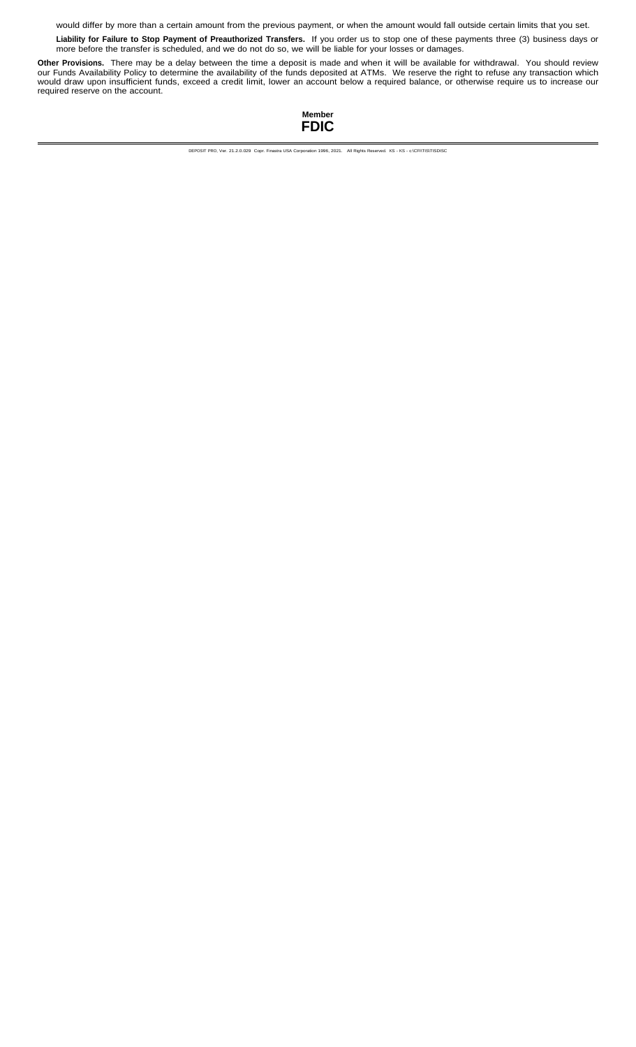would differ by more than a certain amount from the previous payment, or when the amount would fall outside certain limits that you set.

**Liability for Failure to Stop Payment of Preauthorized Transfers.** If you order us to stop one of these payments three (3) business days or more before the transfer is scheduled, and we do not do so, we will be liable for your losses or damages.

**Other Provisions.** There may be a delay between the time a deposit is made and when it will be available for withdrawal. You should review our Funds Availability Policy to determine the availability of the funds deposited at ATMs. We reserve the right to refuse any transaction which would draw upon insufficient funds, exceed a credit limit, lower an account below a required balance, or otherwise require us to increase our required reserve on the account.

**Member**
**FDIC**

DEPOSIT PRO, Ver. 21.2.0.029 Copr. Finastra USA Corporation 1996, 2021. All Rights Reserved. KS - KS - c:\CFI\TIS\TISDISC